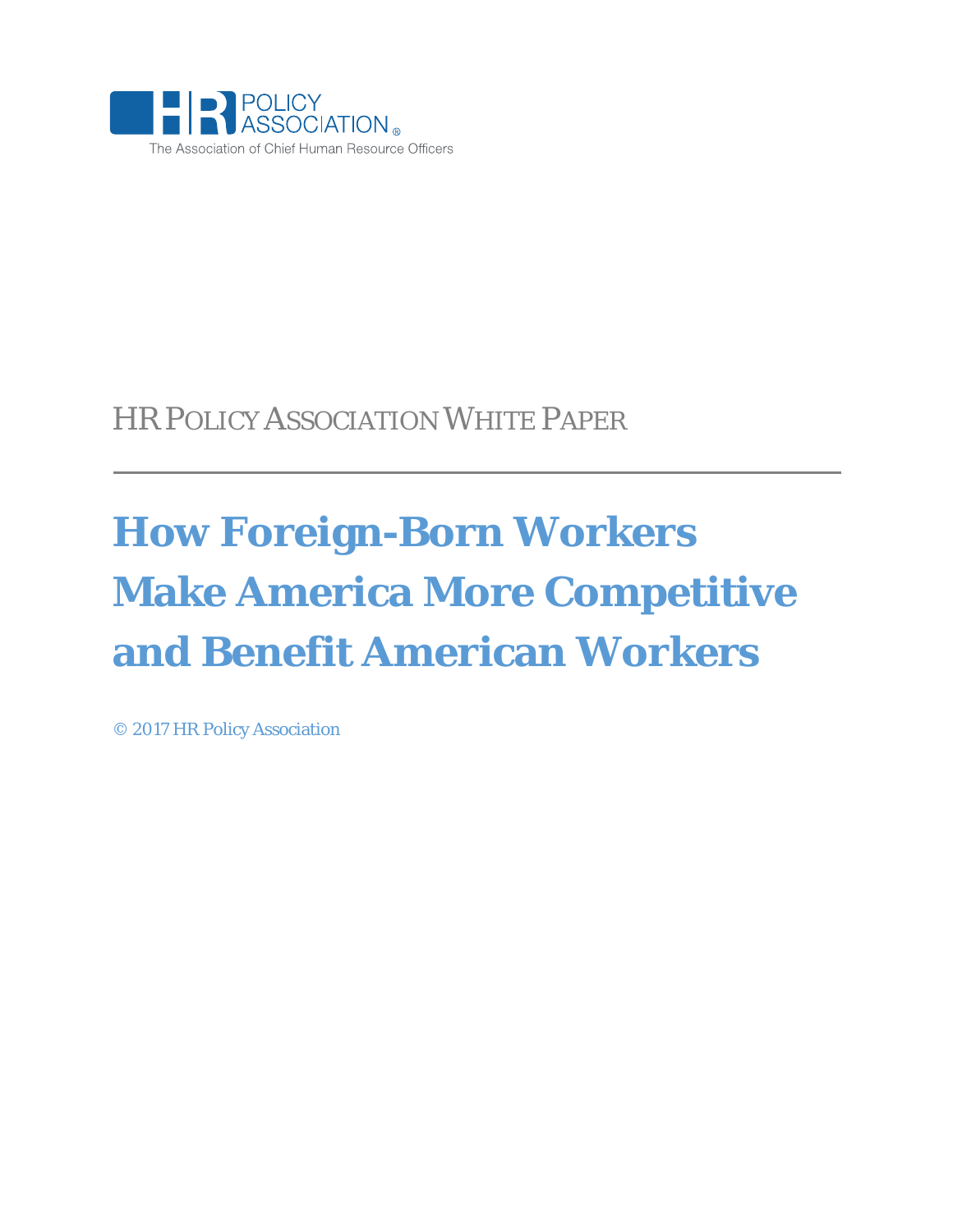HR POLICY ASSOCIATION

The Association of Chief Human Resource Officers

HR POLICY ASSOCIATION WHITE PAPER

# How Foreign-Born Workers Make America More Competitive and Benefit American Workers

© 2017 HR Policy Association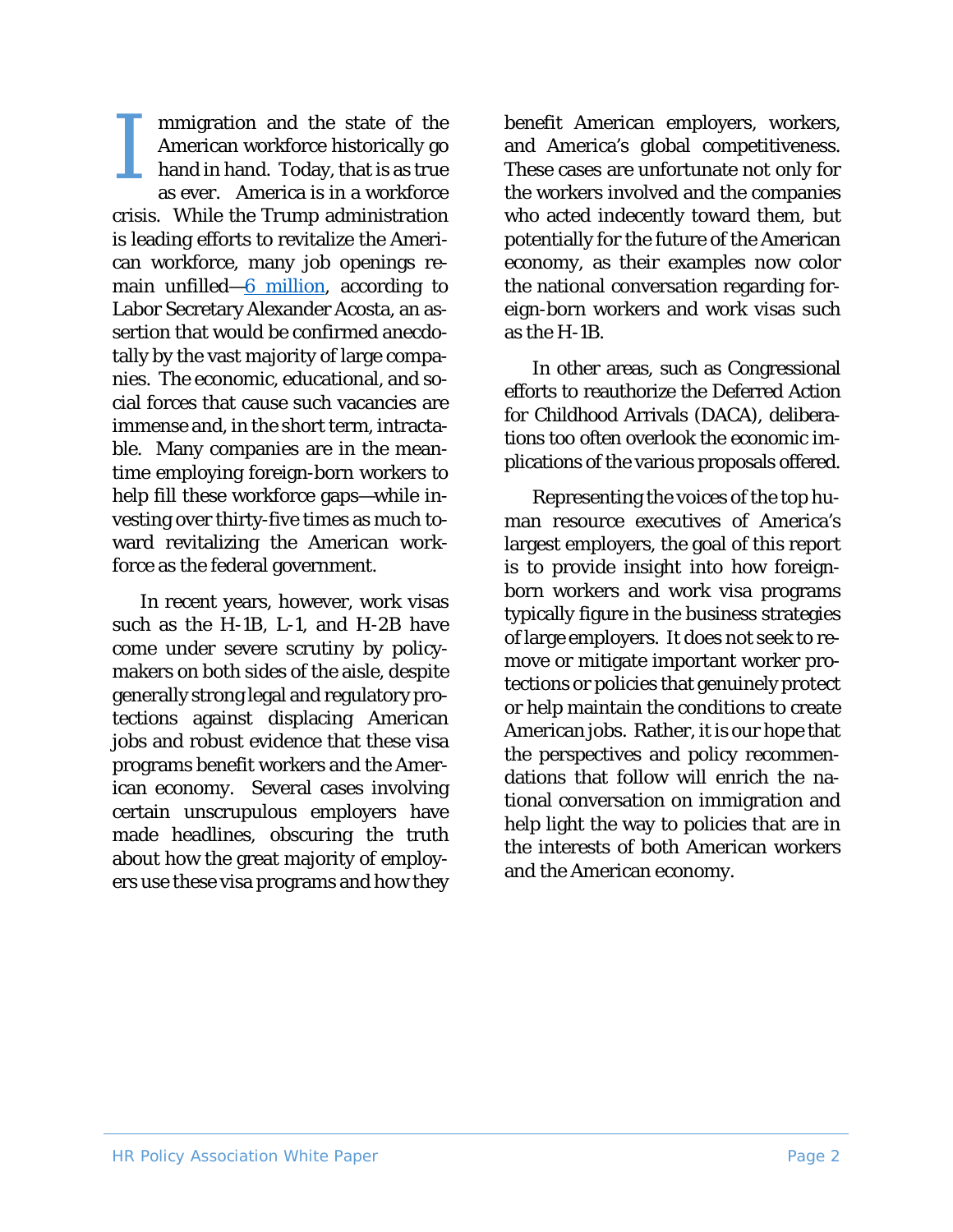Immigration and the state of the American workforce historically go hand in hand. Today, that is as true as ever. America is in a workforce crisis. While the Trump administration is leading efforts to revitalize the American workforce, many job openings remain unfilled—[6 million](), according to Labor Secretary Alexander Acosta, an assertion that would be confirmed anecdotally by the vast majority of large companies. The economic, educational, and social forces that cause such vacancies are immense and, in the short term, intractable. Many companies are in the meantime employing foreign-born workers to help fill these workforce gaps—while investing over thirty-five times as much toward revitalizing the American workforce as the federal government.

In recent years, however, work visas such as the H-1B, L-1, and H-2B have come under severe scrutiny by policymakers on both sides of the aisle, despite generally strong legal and regulatory protections against displacing American jobs and robust evidence that these visa programs benefit workers and the American economy. Several cases involving certain unscrupulous employers have made headlines, obscuring the truth about how the great majority of employers use these visa programs and how they benefit American employers, workers, and America's global competitiveness. These cases are unfortunate not only for the workers involved and the companies who acted indecently toward them, but potentially for the future of the American economy, as their examples now color the national conversation regarding foreign-born workers and work visas such as the H-1B.

In other areas, such as Congressional efforts to reauthorize the Deferred Action for Childhood Arrivals (DACA), deliberations too often overlook the economic implications of the various proposals offered.

Representing the voices of the top human resource executives of America's largest employers, the goal of this report is to provide insight into how foreign-born workers and work visa programs typically figure in the business strategies of large employers. It does not seek to remove or mitigate important worker protections or policies that genuinely protect or help maintain the conditions to create American jobs. Rather, it is our hope that the perspectives and policy recommendations that follow will enrich the national conversation on immigration and help light the way to policies that are in the interests of both American workers and the American economy.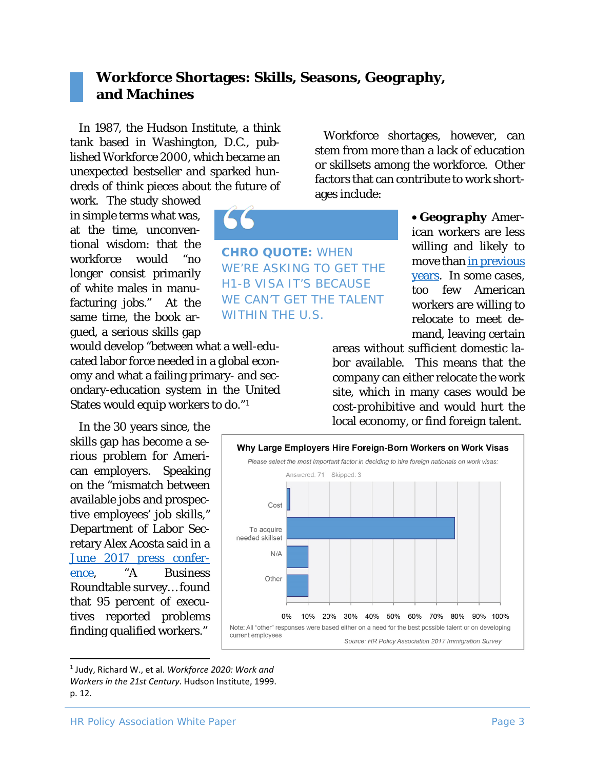## Workforce Shortages: Skills, Seasons, Geography, and Machines

In 1987, the Hudson Institute, a think tank based in Washington, D.C., published Workforce 2000, which became an unexpected bestseller and sparked hundreds of think pieces about the future of work. The study showed in simple terms what was, at the time, unconventional wisdom: that the workforce would "no longer consist primarily of white males in manufacturing jobs." At the same time, the book argued, a serious skills gap would develop "between what a well-educated labor force needed in a global economy and what a failing primary- and secondary-education system in the United States would equip workers to do."[1]

In the 30 years since, the skills gap has become a serious problem for American employers. Speaking on the "mismatch between available jobs and prospective employees' job skills," Department of Labor Secretary Alex Acosta said in a [June 2017 press conference](), "A Business Roundtable survey…found that 95 percent of executives reported problems finding qualified workers."

> **CHRO QUOTE:** WHEN WE'RE ASKING TO GET THE H1-B VISA IT'S BECAUSE WE CAN'T GET THE TALENT WITHIN THE U.S.

Workforce shortages, however, can stem from more than a lack of education or skillsets among the workforce. Other factors that can contribute to work shortages include:

- ***Geography*** American workers are less willing and likely to move than [in previous years](). In some cases, too few American workers are willing to relocate to meet demand, leaving certain areas without sufficient domestic labor available. This means that the company can either relocate the work site, which in many cases would be cost-prohibitive and would hurt the local economy, or find foreign talent.

**Why Large Employers Hire Foreign-Born Workers on Work Visas**

*Please select the most important factor in deciding to hire foreign nationals on work visas:*

Answered: 71 Skipped: 3

| Response | Approximate share |
|---|---|
| Cost | ~1% |
| To acquire needed skillset | ~79% |
| N/A | ~10% |
| Other | ~10% |

Note: All "other" responses were based either on a need for the best possible talent or on developing current employees

*Source: HR Policy Association 2017 Immigration Survey*

---

[1] Judy, Richard W., et al. *Workforce 2020: Work and Workers in the 21st Century*. Hudson Institute, 1999. p. 12.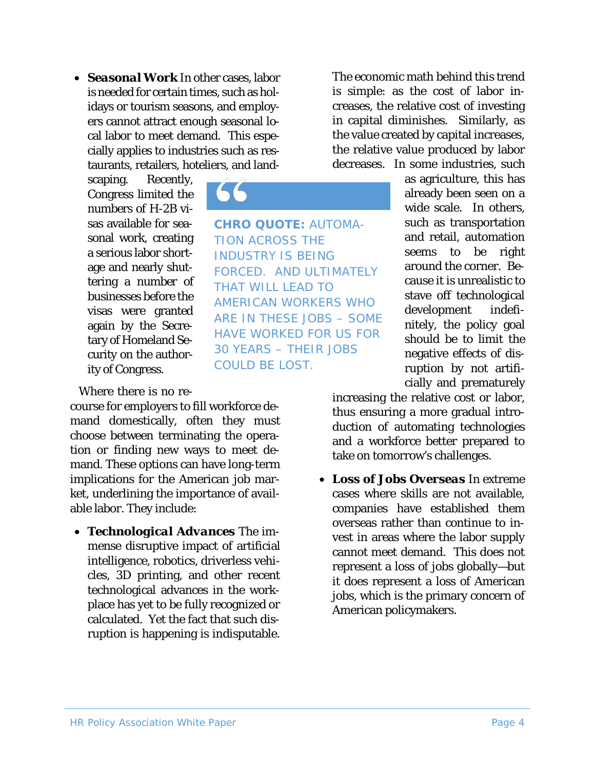- ***Seasonal Work*** In other cases, labor is needed for certain times, such as holidays or tourism seasons, and employers cannot attract enough seasonal local labor to meet demand. This especially applies to industries such as restaurants, retailers, hoteliers, and landscaping. Recently, Congress limited the numbers of H-2B visas available for seasonal work, creating a serious labor shortage and nearly shuttering a number of businesses before the visas were granted again by the Secretary of Homeland Security on the authority of Congress.

> **CHRO QUOTE:** AUTOMATION ACROSS THE INDUSTRY IS BEING FORCED. AND ULTIMATELY THAT WILL LEAD TO AMERICAN WORKERS WHO ARE IN THESE JOBS – SOME HAVE WORKED FOR US FOR 30 YEARS – THEIR JOBS COULD BE LOST.

Where there is no recourse for employers to fill workforce demand domestically, often they must choose between terminating the operation or finding new ways to meet demand. These options can have long-term implications for the American job market, underlining the importance of available labor. They include:

- ***Technological Advances*** The immense disruptive impact of artificial intelligence, robotics, driverless vehicles, 3D printing, and other recent technological advances in the workplace has yet to be fully recognized or calculated. Yet the fact that such disruption is happening is indisputable.

The economic math behind this trend is simple: as the cost of labor increases, the relative cost of investing in capital diminishes. Similarly, as the value created by capital increases, the relative value produced by labor decreases. In some industries, such as agriculture, this has already been seen on a wide scale. In others, such as transportation and retail, automation seems to be right around the corner. Because it is unrealistic to stave off technological development indefinitely, the policy goal should be to limit the negative effects of disruption by not artificially and prematurely increasing the relative cost or labor, thus ensuring a more gradual introduction of automating technologies and a workforce better prepared to take on tomorrow's challenges.

- ***Loss of Jobs Overseas*** In extreme cases where skills are not available, companies have established them overseas rather than continue to invest in areas where the labor supply cannot meet demand. This does not represent a loss of jobs globally—but it does represent a loss of American jobs, which is the primary concern of American policymakers.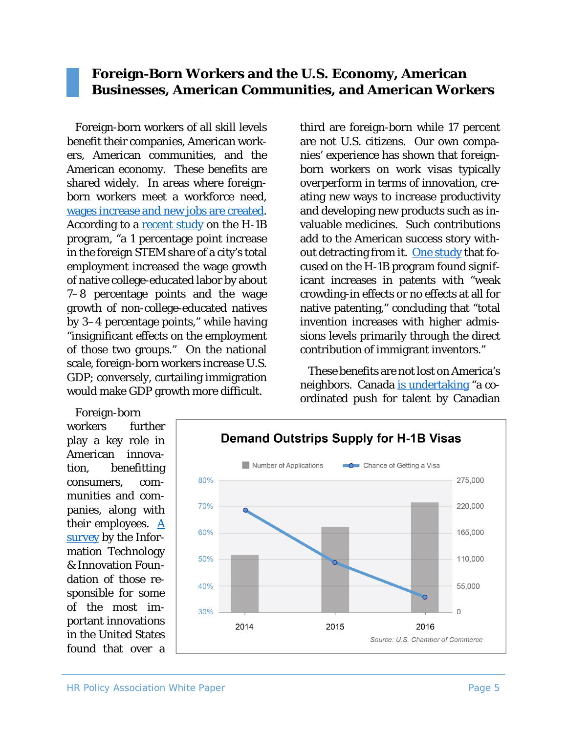## Foreign-Born Workers and the U.S. Economy, American Businesses, American Communities, and American Workers

Foreign-born workers of all skill levels benefit their companies, American workers, American communities, and the American economy. These benefits are shared widely. In areas where foreign-born workers meet a workforce need, [wages increase and new jobs are created](). According to a [recent study]() on the H-1B program, "a 1 percentage point increase in the foreign STEM share of a city's total employment increased the wage growth of native college-educated labor by about 7–8 percentage points and the wage growth of non-college-educated natives by 3–4 percentage points," while having "insignificant effects on the employment of those two groups." On the national scale, foreign-born workers increase U.S. GDP; conversely, curtailing immigration would make GDP growth more difficult.

Foreign-born workers further play a key role in American innovation, benefitting consumers, communities and companies, along with their employees. [A survey]() by the Information Technology & Innovation Foundation of those responsible for some of the most important innovations in the United States found that over a third are foreign-born while 17 percent are not U.S. citizens. Our own companies' experience has shown that foreign-born workers on work visas typically overperform in terms of innovation, creating new ways to increase productivity and developing new products such as invaluable medicines. Such contributions add to the American success story without detracting from it. [One study]() that focused on the H-1B program found significant increases in patents with "weak crowding-in effects or no effects at all for native patenting," concluding that "total invention increases with higher admissions levels primarily through the direct contribution of immigrant inventors."

These benefits are not lost on America's neighbors. Canada [is undertaking]() "a coordinated push for talent by Canadian

**Demand Outstrips Supply for H-1B Visas**

| Year | Number of Applications (approx.) | Chance of Getting a Visa (approx.) |
|---|---|---|
| 2014 | ~172,500 | ~69% |
| 2015 | ~233,000 | ~49% |
| 2016 | ~236,000 | ~36% |

Source: U.S. Chamber of Commerce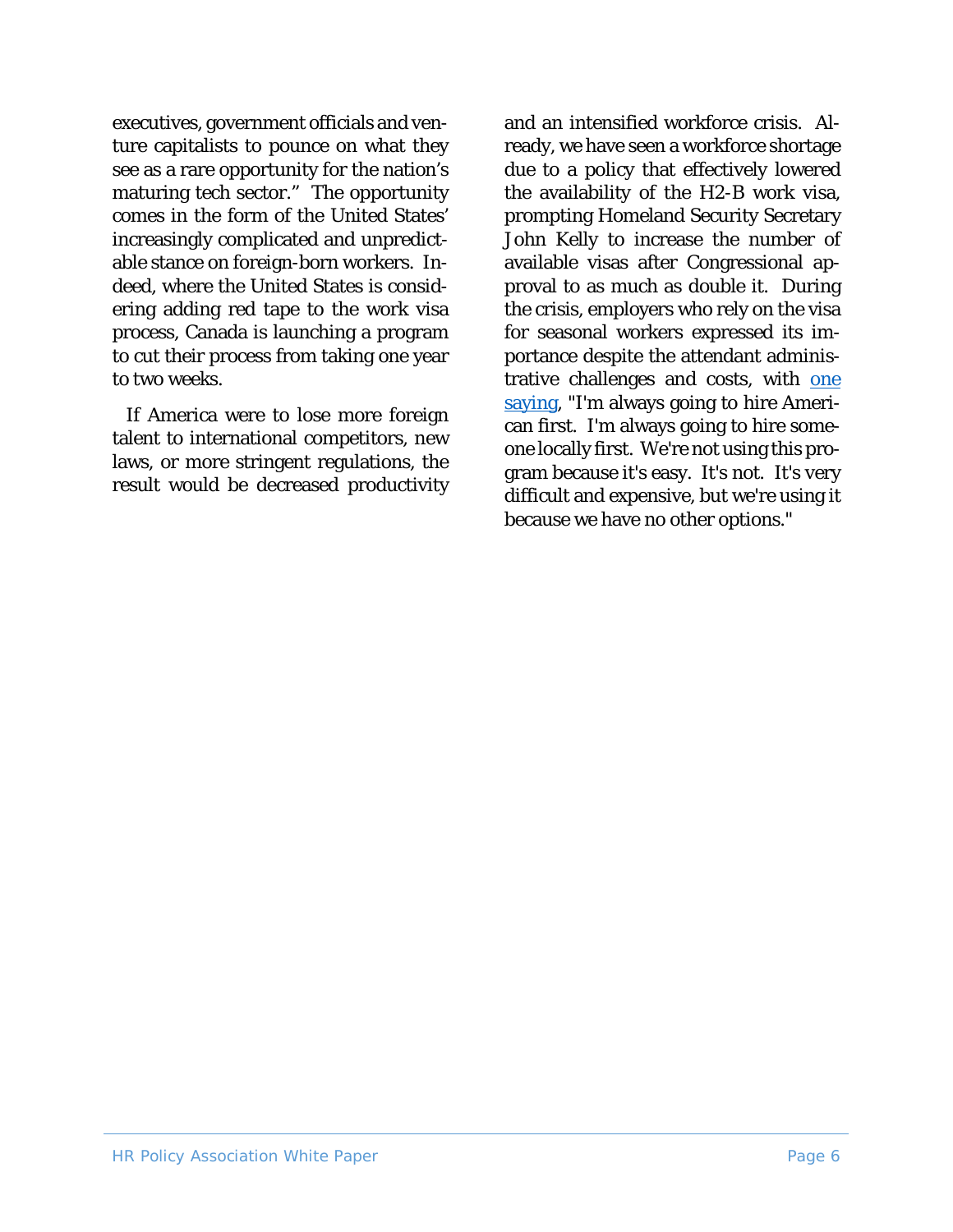executives, government officials and venture capitalists to pounce on what they see as a rare opportunity for the nation's maturing tech sector." The opportunity comes in the form of the United States' increasingly complicated and unpredictable stance on foreign-born workers. Indeed, where the United States is considering adding red tape to the work visa process, Canada is launching a program to cut their process from taking one year to two weeks.

If America were to lose more foreign talent to international competitors, new laws, or more stringent regulations, the result would be decreased productivity and an intensified workforce crisis. Already, we have seen a workforce shortage due to a policy that effectively lowered the availability of the H2-B work visa, prompting Homeland Security Secretary John Kelly to increase the number of available visas after Congressional approval to as much as double it. During the crisis, employers who rely on the visa for seasonal workers expressed its importance despite the attendant administrative challenges and costs, with one saying, "I'm always going to hire American first. I'm always going to hire someone locally first. We're not using this program because it's easy. It's not. It's very difficult and expensive, but we're using it because we have no other options."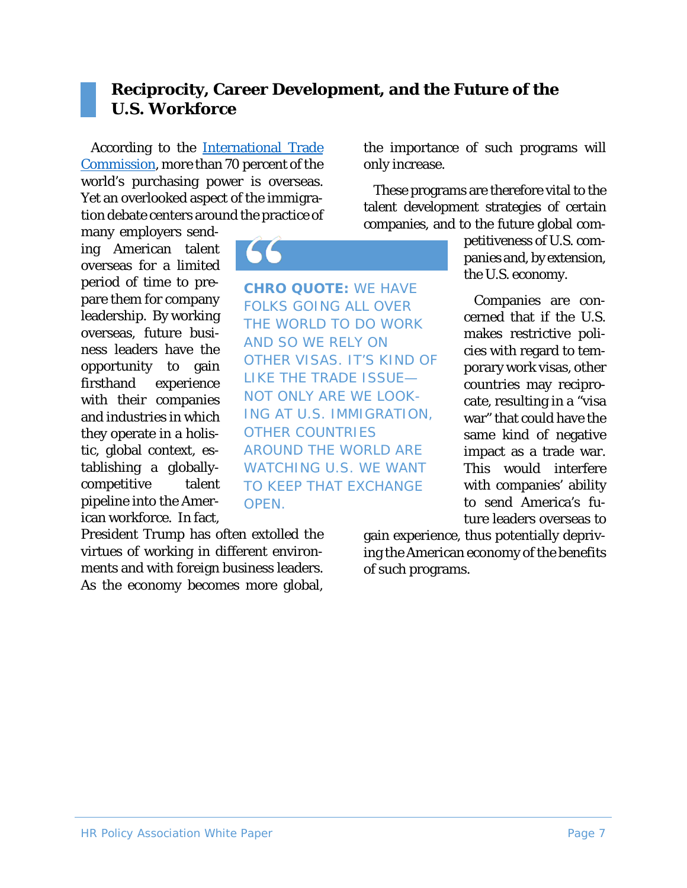## Reciprocity, Career Development, and the Future of the U.S. Workforce

According to the International Trade Commission, more than 70 percent of the world's purchasing power is overseas. Yet an overlooked aspect of the immigration debate centers around the practice of many employers sending American talent overseas for a limited period of time to prepare them for company leadership. By working overseas, future business leaders have the opportunity to gain firsthand experience with their companies and industries in which they operate in a holistic, global context, establishing a globally-competitive talent pipeline into the American workforce. In fact, President Trump has often extolled the virtues of working in different environments and with foreign business leaders. As the economy becomes more global, the importance of such programs will only increase.

> **CHRO QUOTE:** WE HAVE FOLKS GOING ALL OVER THE WORLD TO DO WORK AND SO WE RELY ON OTHER VISAS. IT'S KIND OF LIKE THE TRADE ISSUE—NOT ONLY ARE WE LOOKING AT U.S. IMMIGRATION, OTHER COUNTRIES AROUND THE WORLD ARE WATCHING U.S. WE WANT TO KEEP THAT EXCHANGE OPEN.

These programs are therefore vital to the talent development strategies of certain companies, and to the future global competitiveness of U.S. companies and, by extension, the U.S. economy.

Companies are concerned that if the U.S. makes restrictive policies with regard to temporary work visas, other countries may reciprocate, resulting in a "visa war" that could have the same kind of negative impact as a trade war. This would interfere with companies' ability to send America's future leaders overseas to gain experience, thus potentially depriving the American economy of the benefits of such programs.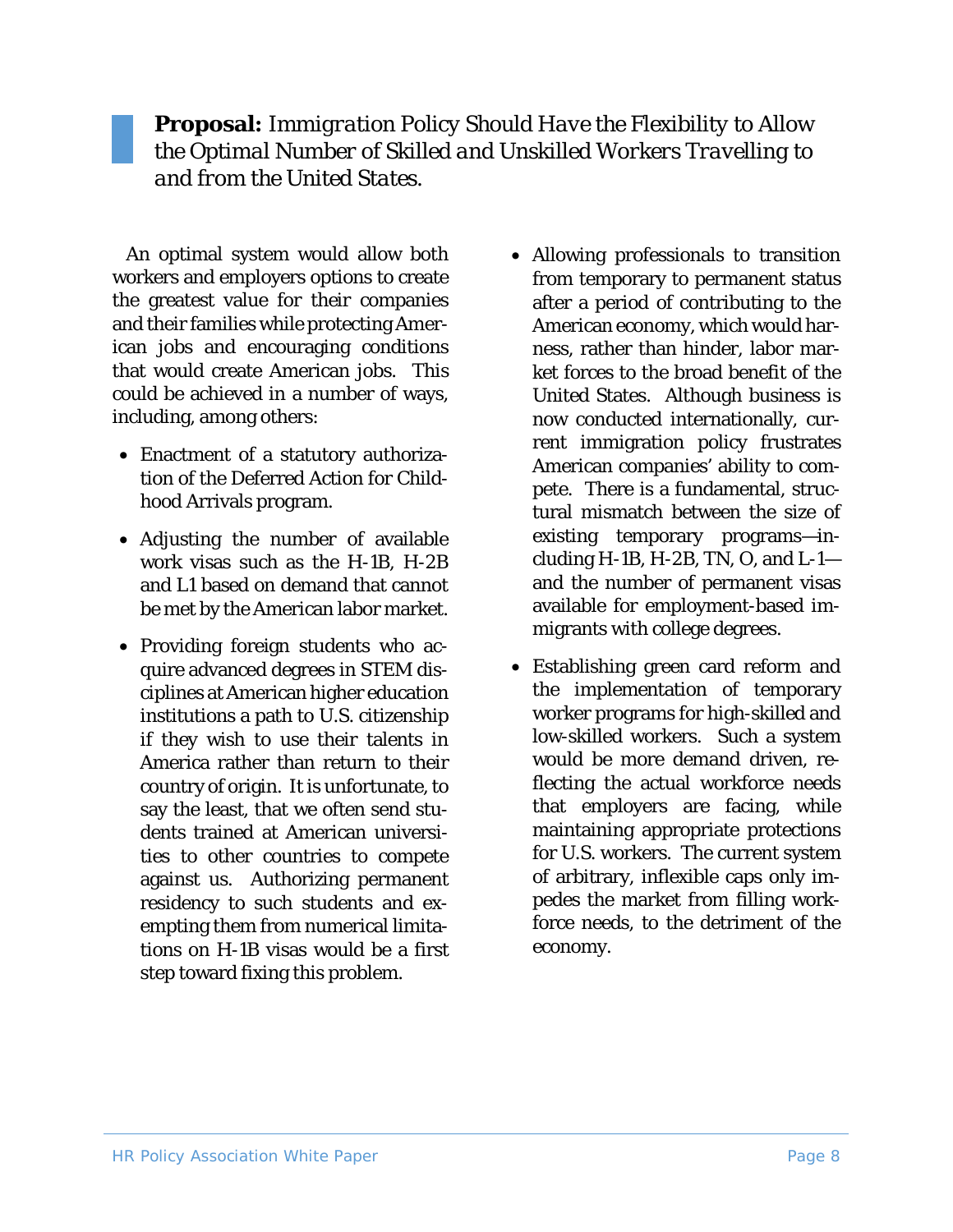**Proposal:** *Immigration Policy Should Have the Flexibility to Allow the Optimal Number of Skilled and Unskilled Workers Travelling to and from the United States.*

An optimal system would allow both workers and employers options to create the greatest value for their companies and their families while protecting American jobs and encouraging conditions that would create American jobs. This could be achieved in a number of ways, including, among others:

- Enactment of a statutory authorization of the Deferred Action for Childhood Arrivals program.
- Adjusting the number of available work visas such as the H-1B, H-2B and L1 based on demand that cannot be met by the American labor market.
- Providing foreign students who acquire advanced degrees in STEM disciplines at American higher education institutions a path to U.S. citizenship if they wish to use their talents in America rather than return to their country of origin. It is unfortunate, to say the least, that we often send students trained at American universities to other countries to compete against us. Authorizing permanent residency to such students and exempting them from numerical limitations on H-1B visas would be a first step toward fixing this problem.
- Allowing professionals to transition from temporary to permanent status after a period of contributing to the American economy, which would harness, rather than hinder, labor market forces to the broad benefit of the United States. Although business is now conducted internationally, current immigration policy frustrates American companies' ability to compete. There is a fundamental, structural mismatch between the size of existing temporary programs—including H-1B, H-2B, TN, O, and L-1—and the number of permanent visas available for employment-based immigrants with college degrees.
- Establishing green card reform and the implementation of temporary worker programs for high-skilled and low-skilled workers. Such a system would be more demand driven, reflecting the actual workforce needs that employers are facing, while maintaining appropriate protections for U.S. workers. The current system of arbitrary, inflexible caps only impedes the market from filling workforce needs, to the detriment of the economy.